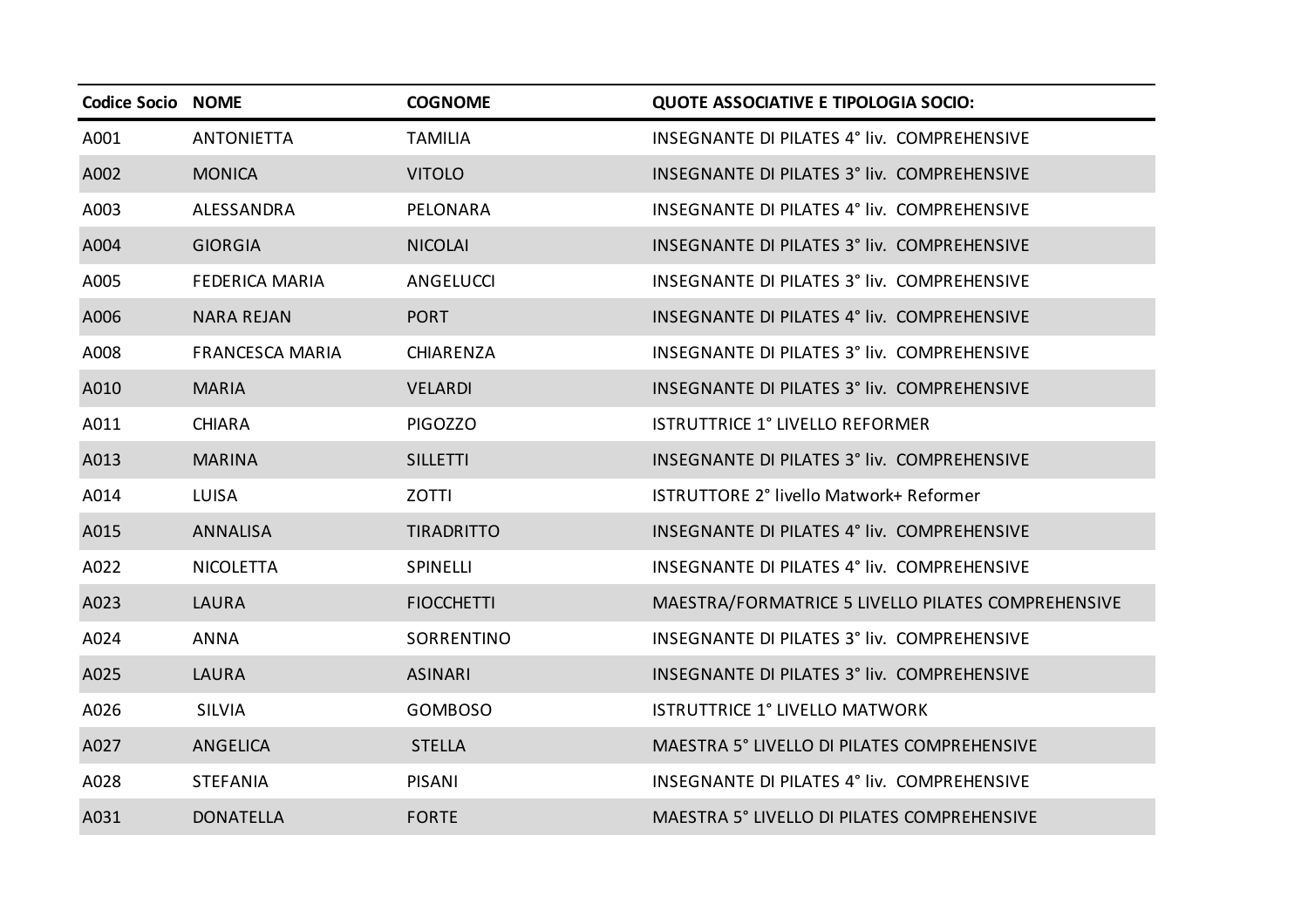| Codice Socio | NOME | COGNOME | QUOTE ASSOCIATIVE E TIPOLOGIA SOCIO: |
|---|---|---|---|
| A001 | ANTONIETTA | TAMILIA | INSEGNANTE DI PILATES 4° liv. COMPREHENSIVE |
| A002 | MONICA | VITOLO | INSEGNANTE DI PILATES 3° liv. COMPREHENSIVE |
| A003 | ALESSANDRA | PELONARA | INSEGNANTE DI PILATES 4° liv. COMPREHENSIVE |
| A004 | GIORGIA | NICOLAI | INSEGNANTE DI PILATES 3° liv. COMPREHENSIVE |
| A005 | FEDERICA MARIA | ANGELUCCI | INSEGNANTE DI PILATES 3° liv. COMPREHENSIVE |
| A006 | NARA REJAN | PORT | INSEGNANTE DI PILATES 4° liv. COMPREHENSIVE |
| A008 | FRANCESCA MARIA | CHIARENZA | INSEGNANTE DI PILATES 3° liv. COMPREHENSIVE |
| A010 | MARIA | VELARDI | INSEGNANTE DI PILATES 3° liv. COMPREHENSIVE |
| A011 | CHIARA | PIGOZZO | ISTRUTTRICE 1° LIVELLO REFORMER |
| A013 | MARINA | SILLETTI | INSEGNANTE DI PILATES 3° liv. COMPREHENSIVE |
| A014 | LUISA | ZOTTI | ISTRUTTORE 2° livello Matwork+ Reformer |
| A015 | ANNALISA | TIRADRITTO | INSEGNANTE DI PILATES 4° liv. COMPREHENSIVE |
| A022 | NICOLETTA | SPINELLI | INSEGNANTE DI PILATES 4° liv. COMPREHENSIVE |
| A023 | LAURA | FIOCCHETTI | MAESTRA/FORMATRICE 5 LIVELLO PILATES COMPREHENSIVE |
| A024 | ANNA | SORRENTINO | INSEGNANTE DI PILATES 3° liv. COMPREHENSIVE |
| A025 | LAURA | ASINARI | INSEGNANTE DI PILATES 3° liv. COMPREHENSIVE |
| A026 | SILVIA | GOMBOSO | ISTRUTTRICE 1° LIVELLO MATWORK |
| A027 | ANGELICA | STELLA | MAESTRA 5° LIVELLO DI PILATES COMPREHENSIVE |
| A028 | STEFANIA | PISANI | INSEGNANTE DI PILATES 4° liv. COMPREHENSIVE |
| A031 | DONATELLA | FORTE | MAESTRA 5° LIVELLO DI PILATES COMPREHENSIVE |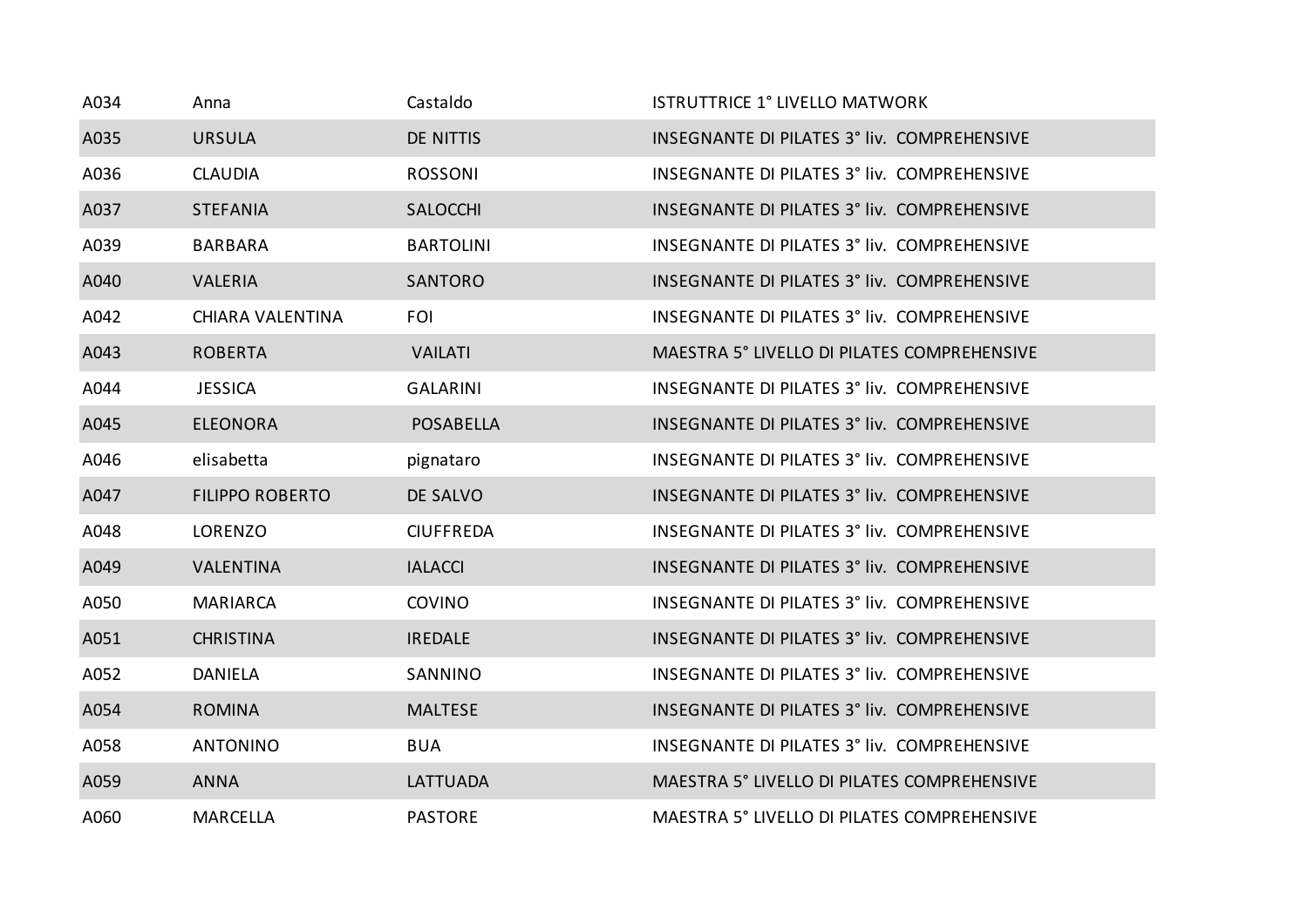| A034 | Anna | Castaldo | ISTRUTTRICE 1° LIVELLO MATWORK |
|---|---|---|---|
| A035 | URSULA | DE NITTIS | INSEGNANTE DI PILATES 3° liv. COMPREHENSIVE |
| A036 | CLAUDIA | ROSSONI | INSEGNANTE DI PILATES 3° liv. COMPREHENSIVE |
| A037 | STEFANIA | SALOCCHI | INSEGNANTE DI PILATES 3° liv. COMPREHENSIVE |
| A039 | BARBARA | BARTOLINI | INSEGNANTE DI PILATES 3° liv. COMPREHENSIVE |
| A040 | VALERIA | SANTORO | INSEGNANTE DI PILATES 3° liv. COMPREHENSIVE |
| A042 | CHIARA VALENTINA | FOI | INSEGNANTE DI PILATES 3° liv. COMPREHENSIVE |
| A043 | ROBERTA | VAILATI | MAESTRA 5° LIVELLO DI PILATES COMPREHENSIVE |
| A044 | JESSICA | GALARINI | INSEGNANTE DI PILATES 3° liv. COMPREHENSIVE |
| A045 | ELEONORA | POSABELLA | INSEGNANTE DI PILATES 3° liv. COMPREHENSIVE |
| A046 | elisabetta | pignataro | INSEGNANTE DI PILATES 3° liv. COMPREHENSIVE |
| A047 | FILIPPO ROBERTO | DE SALVO | INSEGNANTE DI PILATES 3° liv. COMPREHENSIVE |
| A048 | LORENZO | CIUFFREDA | INSEGNANTE DI PILATES 3° liv. COMPREHENSIVE |
| A049 | VALENTINA | IALACCI | INSEGNANTE DI PILATES 3° liv. COMPREHENSIVE |
| A050 | MARIARCA | COVINO | INSEGNANTE DI PILATES 3° liv. COMPREHENSIVE |
| A051 | CHRISTINA | IREDALE | INSEGNANTE DI PILATES 3° liv. COMPREHENSIVE |
| A052 | DANIELA | SANNINO | INSEGNANTE DI PILATES 3° liv. COMPREHENSIVE |
| A054 | ROMINA | MALTESE | INSEGNANTE DI PILATES 3° liv. COMPREHENSIVE |
| A058 | ANTONINO | BUA | INSEGNANTE DI PILATES 3° liv. COMPREHENSIVE |
| A059 | ANNA | LATTUADA | MAESTRA 5° LIVELLO DI PILATES COMPREHENSIVE |
| A060 | MARCELLA | PASTORE | MAESTRA 5° LIVELLO DI PILATES COMPREHENSIVE |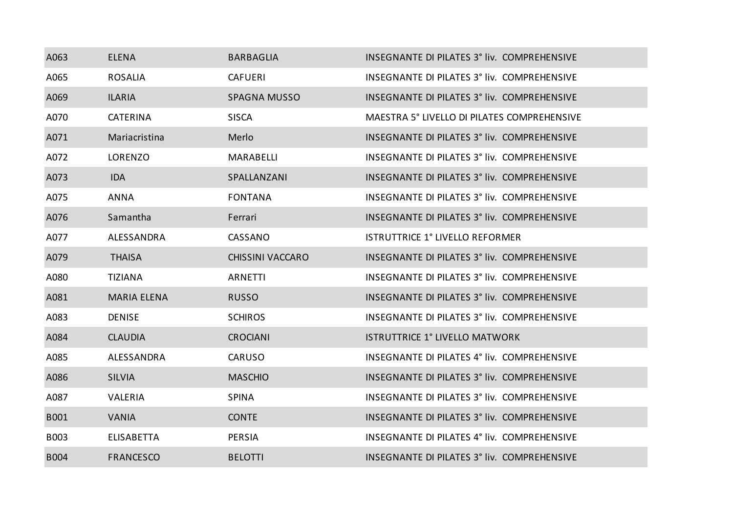| | | | |
|---|---|---|---|
| A063 | ELENA | BARBAGLIA | INSEGNANTE DI PILATES 3° liv. COMPREHENSIVE |
| A065 | ROSALIA | CAFUERI | INSEGNANTE DI PILATES 3° liv. COMPREHENSIVE |
| A069 | ILARIA | SPAGNA MUSSO | INSEGNANTE DI PILATES 3° liv. COMPREHENSIVE |
| A070 | CATERINA | SISCA | MAESTRA 5° LIVELLO DI PILATES COMPREHENSIVE |
| A071 | Mariacristina | Merlo | INSEGNANTE DI PILATES 3° liv. COMPREHENSIVE |
| A072 | LORENZO | MARABELLI | INSEGNANTE DI PILATES 3° liv. COMPREHENSIVE |
| A073 | IDA | SPALLANZANI | INSEGNANTE DI PILATES 3° liv. COMPREHENSIVE |
| A075 | ANNA | FONTANA | INSEGNANTE DI PILATES 3° liv. COMPREHENSIVE |
| A076 | Samantha | Ferrari | INSEGNANTE DI PILATES 3° liv. COMPREHENSIVE |
| A077 | ALESSANDRA | CASSANO | ISTRUTTRICE 1° LIVELLO REFORMER |
| A079 | THAISA | CHISSINI VACCARO | INSEGNANTE DI PILATES 3° liv. COMPREHENSIVE |
| A080 | TIZIANA | ARNETTI | INSEGNANTE DI PILATES 3° liv. COMPREHENSIVE |
| A081 | MARIA ELENA | RUSSO | INSEGNANTE DI PILATES 3° liv. COMPREHENSIVE |
| A083 | DENISE | SCHIROS | INSEGNANTE DI PILATES 3° liv. COMPREHENSIVE |
| A084 | CLAUDIA | CROCIANI | ISTRUTTRICE 1° LIVELLO MATWORK |
| A085 | ALESSANDRA | CARUSO | INSEGNANTE DI PILATES 4° liv. COMPREHENSIVE |
| A086 | SILVIA | MASCHIO | INSEGNANTE DI PILATES 3° liv. COMPREHENSIVE |
| A087 | VALERIA | SPINA | INSEGNANTE DI PILATES 3° liv. COMPREHENSIVE |
| B001 | VANIA | CONTE | INSEGNANTE DI PILATES 3° liv. COMPREHENSIVE |
| B003 | ELISABETTA | PERSIA | INSEGNANTE DI PILATES 4° liv. COMPREHENSIVE |
| B004 | FRANCESCO | BELOTTI | INSEGNANTE DI PILATES 3° liv. COMPREHENSIVE |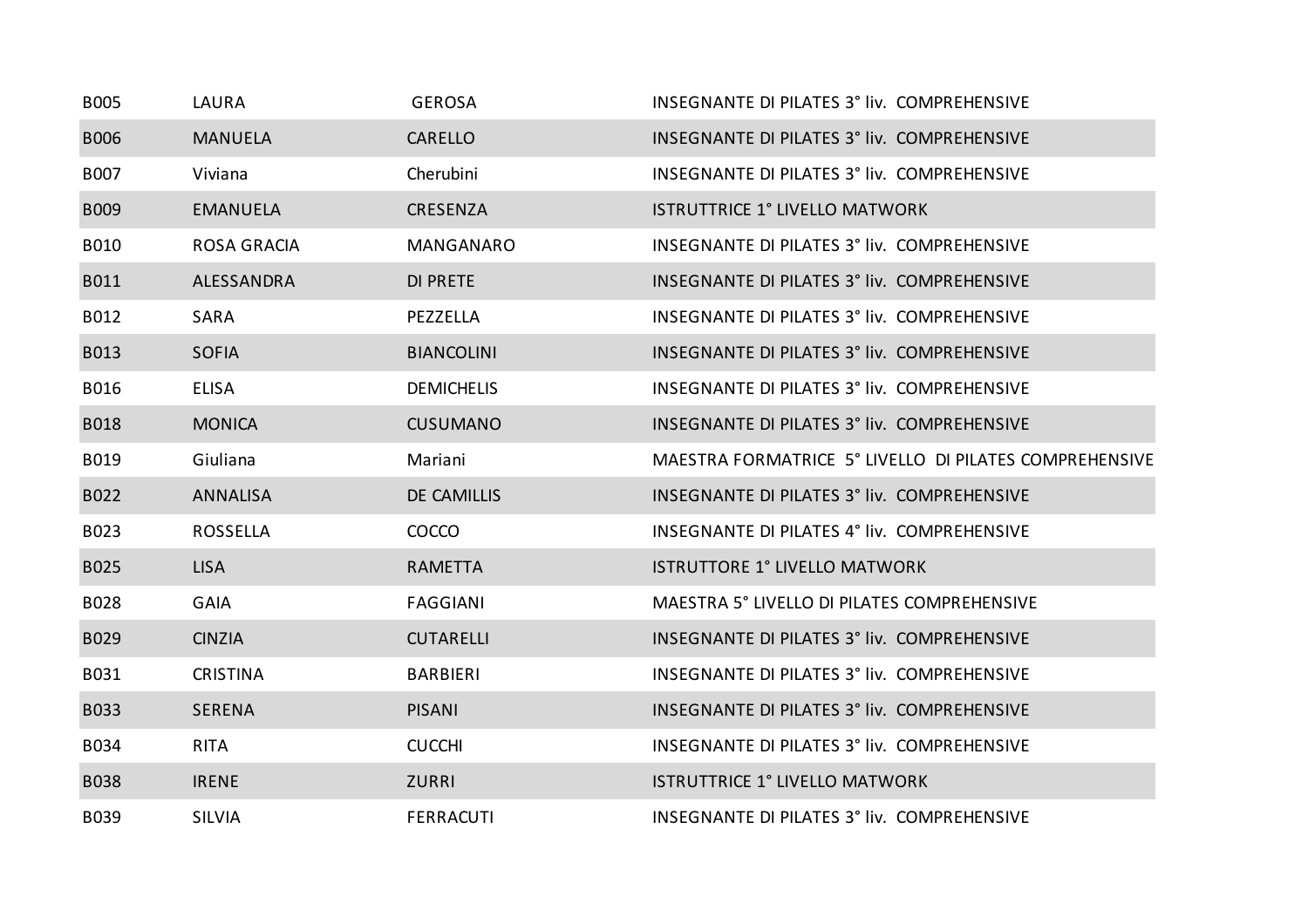| | | | |
|---|---|---|---|
| B005 | LAURA | GEROSA | INSEGNANTE DI PILATES 3° liv. COMPREHENSIVE |
| B006 | MANUELA | CARELLO | INSEGNANTE DI PILATES 3° liv. COMPREHENSIVE |
| B007 | Viviana | Cherubini | INSEGNANTE DI PILATES 3° liv. COMPREHENSIVE |
| B009 | EMANUELA | CRESENZA | ISTRUTTRICE 1° LIVELLO MATWORK |
| B010 | ROSA GRACIA | MANGANARO | INSEGNANTE DI PILATES 3° liv. COMPREHENSIVE |
| B011 | ALESSANDRA | DI PRETE | INSEGNANTE DI PILATES 3° liv. COMPREHENSIVE |
| B012 | SARA | PEZZELLA | INSEGNANTE DI PILATES 3° liv. COMPREHENSIVE |
| B013 | SOFIA | BIANCOLINI | INSEGNANTE DI PILATES 3° liv. COMPREHENSIVE |
| B016 | ELISA | DEMICHELIS | INSEGNANTE DI PILATES 3° liv. COMPREHENSIVE |
| B018 | MONICA | CUSUMANO | INSEGNANTE DI PILATES 3° liv. COMPREHENSIVE |
| B019 | Giuliana | Mariani | MAESTRA FORMATRICE 5° LIVELLO DI PILATES COMPREHENSIVE |
| B022 | ANNALISA | DE CAMILLIS | INSEGNANTE DI PILATES 3° liv. COMPREHENSIVE |
| B023 | ROSSELLA | COCCO | INSEGNANTE DI PILATES 4° liv. COMPREHENSIVE |
| B025 | LISA | RAMETTA | ISTRUTTORE 1° LIVELLO MATWORK |
| B028 | GAIA | FAGGIANI | MAESTRA 5° LIVELLO DI PILATES COMPREHENSIVE |
| B029 | CINZIA | CUTARELLI | INSEGNANTE DI PILATES 3° liv. COMPREHENSIVE |
| B031 | CRISTINA | BARBIERI | INSEGNANTE DI PILATES 3° liv. COMPREHENSIVE |
| B033 | SERENA | PISANI | INSEGNANTE DI PILATES 3° liv. COMPREHENSIVE |
| B034 | RITA | CUCCHI | INSEGNANTE DI PILATES 3° liv. COMPREHENSIVE |
| B038 | IRENE | ZURRI | ISTRUTTRICE 1° LIVELLO MATWORK |
| B039 | SILVIA | FERRACUTI | INSEGNANTE DI PILATES 3° liv. COMPREHENSIVE |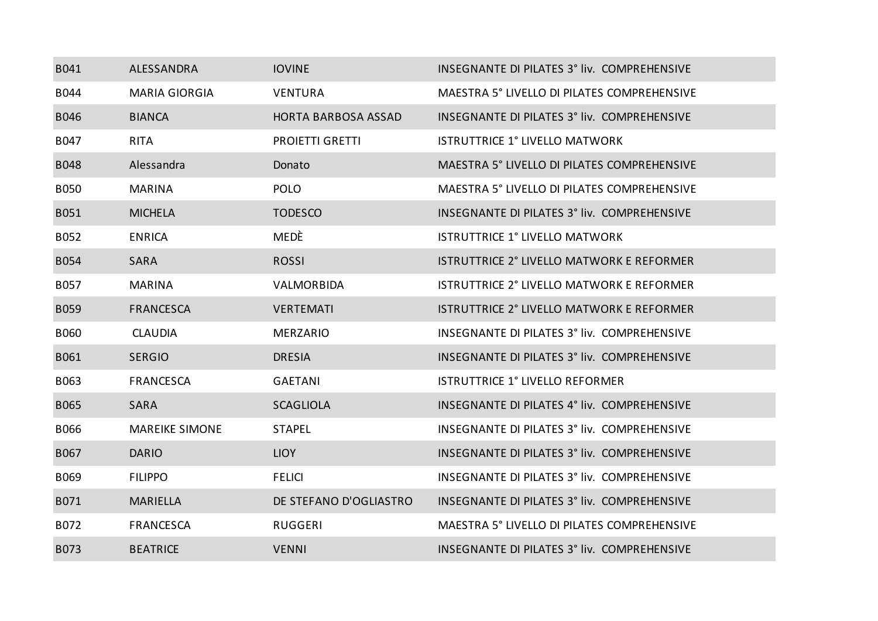| B041 | ALESSANDRA | IOVINE | INSEGNANTE DI PILATES 3° liv.  COMPREHENSIVE |
|---|---|---|---|
| B044 | MARIA GIORGIA | VENTURA | MAESTRA 5° LIVELLO DI PILATES COMPREHENSIVE |
| B046 | BIANCA | HORTA BARBOSA ASSAD | INSEGNANTE DI PILATES 3° liv.  COMPREHENSIVE |
| B047 | RITA | PROIETTI GRETTI | ISTRUTTRICE 1° LIVELLO MATWORK |
| B048 | Alessandra | Donato | MAESTRA 5° LIVELLO DI PILATES COMPREHENSIVE |
| B050 | MARINA | POLO | MAESTRA 5° LIVELLO DI PILATES COMPREHENSIVE |
| B051 | MICHELA | TODESCO | INSEGNANTE DI PILATES 3° liv.  COMPREHENSIVE |
| B052 | ENRICA | MEDÈ | ISTRUTTRICE 1° LIVELLO MATWORK |
| B054 | SARA | ROSSI | ISTRUTTRICE 2° LIVELLO MATWORK E REFORMER |
| B057 | MARINA | VALMORBIDA | ISTRUTTRICE 2° LIVELLO MATWORK E REFORMER |
| B059 | FRANCESCA | VERTEMATI | ISTRUTTRICE 2° LIVELLO MATWORK E REFORMER |
| B060 | CLAUDIA | MERZARIO | INSEGNANTE DI PILATES 3° liv.  COMPREHENSIVE |
| B061 | SERGIO | DRESIA | INSEGNANTE DI PILATES 3° liv.  COMPREHENSIVE |
| B063 | FRANCESCA | GAETANI | ISTRUTTRICE 1° LIVELLO REFORMER |
| B065 | SARA | SCAGLIOLA | INSEGNANTE DI PILATES 4° liv.  COMPREHENSIVE |
| B066 | MAREIKE SIMONE | STAPEL | INSEGNANTE DI PILATES 3° liv.  COMPREHENSIVE |
| B067 | DARIO | LIOY | INSEGNANTE DI PILATES 3° liv.  COMPREHENSIVE |
| B069 | FILIPPO | FELICI | INSEGNANTE DI PILATES 3° liv.  COMPREHENSIVE |
| B071 | MARIELLA | DE STEFANO D'OGLIASTRO | INSEGNANTE DI PILATES 3° liv.  COMPREHENSIVE |
| B072 | FRANCESCA | RUGGERI | MAESTRA 5° LIVELLO DI PILATES COMPREHENSIVE |
| B073 | BEATRICE | VENNI | INSEGNANTE DI PILATES 3° liv.  COMPREHENSIVE |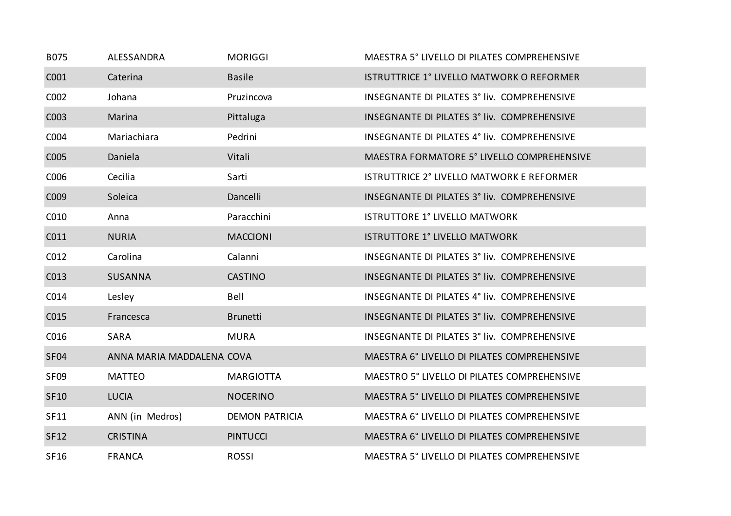| | | | |
|---|---|---|---|
| B075 | ALESSANDRA | MORIGGI | MAESTRA 5° LIVELLO DI PILATES COMPREHENSIVE |
| C001 | Caterina | Basile | ISTRUTTRICE 1° LIVELLO MATWORK O REFORMER |
| C002 | Johana | Pruzincova | INSEGNANTE DI PILATES 3° liv. COMPREHENSIVE |
| C003 | Marina | Pittaluga | INSEGNANTE DI PILATES 3° liv. COMPREHENSIVE |
| C004 | Mariachiara | Pedrini | INSEGNANTE DI PILATES 4° liv. COMPREHENSIVE |
| C005 | Daniela | Vitali | MAESTRA FORMATORE 5° LIVELLO COMPREHENSIVE |
| C006 | Cecilia | Sarti | ISTRUTTRICE 2° LIVELLO MATWORK E REFORMER |
| C009 | Soleica | Dancelli | INSEGNANTE DI PILATES 3° liv. COMPREHENSIVE |
| C010 | Anna | Paracchini | ISTRUTTORE 1° LIVELLO MATWORK |
| C011 | NURIA | MACCIONI | ISTRUTTORE 1° LIVELLO MATWORK |
| C012 | Carolina | Calanni | INSEGNANTE DI PILATES 3° liv. COMPREHENSIVE |
| C013 | SUSANNA | CASTINO | INSEGNANTE DI PILATES 3° liv. COMPREHENSIVE |
| C014 | Lesley | Bell | INSEGNANTE DI PILATES 4° liv. COMPREHENSIVE |
| C015 | Francesca | Brunetti | INSEGNANTE DI PILATES 3° liv. COMPREHENSIVE |
| C016 | SARA | MURA | INSEGNANTE DI PILATES 3° liv. COMPREHENSIVE |
| SF04 | ANNA MARIA MADDALENA | COVA | MAESTRA 6° LIVELLO DI PILATES COMPREHENSIVE |
| SF09 | MATTEO | MARGIOTTA | MAESTRO 5° LIVELLO DI PILATES COMPREHENSIVE |
| SF10 | LUCIA | NOCERINO | MAESTRA 5° LIVELLO DI PILATES COMPREHENSIVE |
| SF11 | ANN (in Medros) | DEMON PATRICIA | MAESTRA 6° LIVELLO DI PILATES COMPREHENSIVE |
| SF12 | CRISTINA | PINTUCCI | MAESTRA 6° LIVELLO DI PILATES COMPREHENSIVE |
| SF16 | FRANCA | ROSSI | MAESTRA 5° LIVELLO DI PILATES COMPREHENSIVE |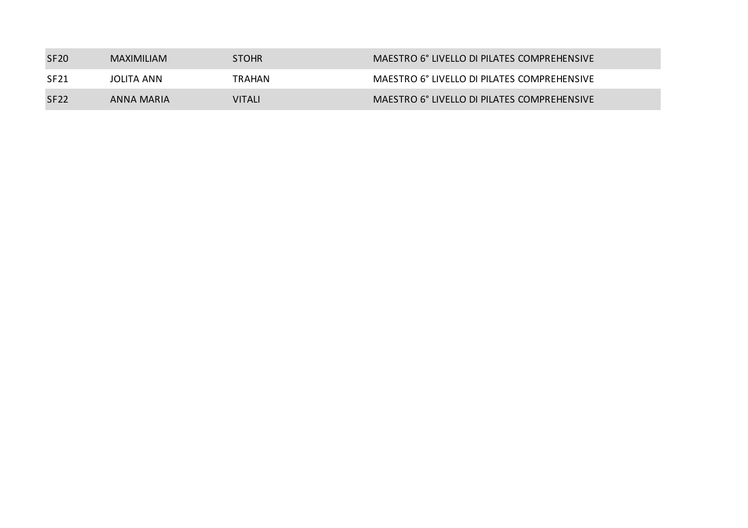| | | | |
|---|---|---|---|
| SF20 | MAXIMILIAM | STOHR | MAESTRO 6° LIVELLO DI PILATES COMPREHENSIVE |
| SF21 | JOLITA ANN | TRAHAN | MAESTRO 6° LIVELLO DI PILATES COMPREHENSIVE |
| SF22 | ANNA MARIA | VITALI | MAESTRO 6° LIVELLO DI PILATES COMPREHENSIVE |